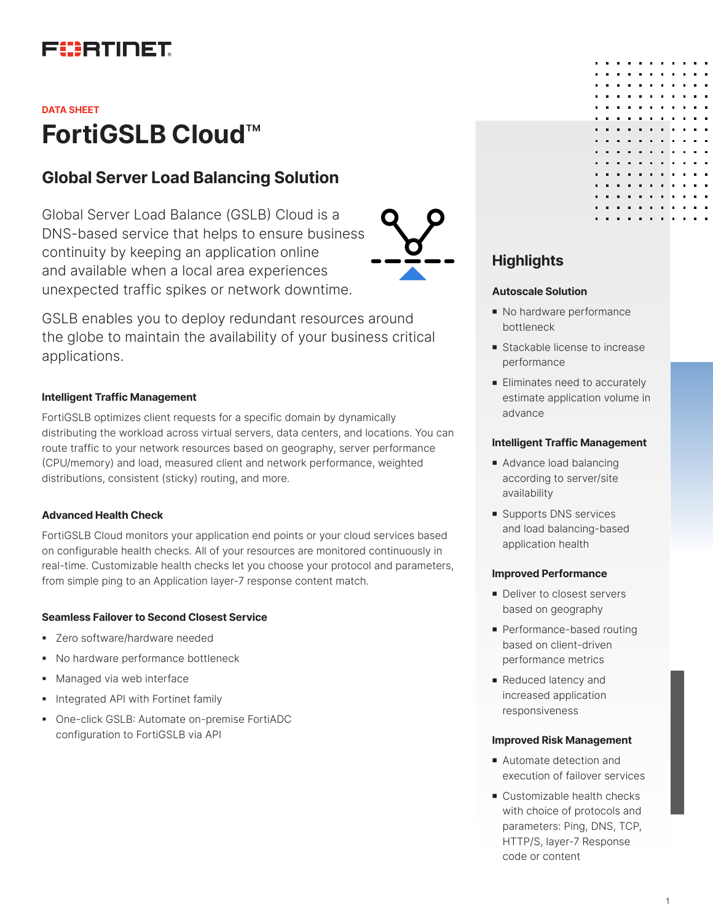DATA SHEET

# FortiGSLB Cloud™

## Global Server Load Balancing Solution

Global Server Load Balance (GSLB) Cloud is a DNS-based service that helps to ensure business continuity by keeping an application online and available when a local area experiences unexpected traffic spikes or network downtime.

GSLB enables you to deploy redundant resources around the globe to maintain the availability of your business critical applications.

### Intelligent Traffic Management

FortiGSLB optimizes client requests for a specific domain by dynamically distributing the workload across virtual servers, data centers, and locations. You can route traffic to your network resources based on geography, server performance (CPU/memory) and load, measured client and network performance, weighted distributions, consistent (sticky) routing, and more.

### Advanced Health Check

FortiGSLB Cloud monitors your application end points or your cloud services based on configurable health checks. All of your resources are monitored continuously in real-time. Customizable health checks let you choose your protocol and parameters, from simple ping to an Application layer-7 response content match.

### Seamless Failover to Second Closest Service

- Zero software/hardware needed
- No hardware performance bottleneck
- Managed via web interface
- Integrated API with Fortinet family
- One-click GSLB: Automate on-premise FortiADC configuration to FortiGSLB via API

## Highlights

### Autoscale Solution

- No hardware performance bottleneck
- Stackable license to increase performance
- Eliminates need to accurately estimate application volume in advance

### Intelligent Traffic Management

- Advance load balancing according to server/site availability
- Supports DNS services and load balancing-based application health

### Improved Performance

- Deliver to closest servers based on geography
- Performance-based routing based on client-driven performance metrics
- Reduced latency and increased application responsiveness

### Improved Risk Management

- Automate detection and execution of failover services
- Customizable health checks with choice of protocols and parameters: Ping, DNS, TCP, HTTP/S, layer-7 Response code or content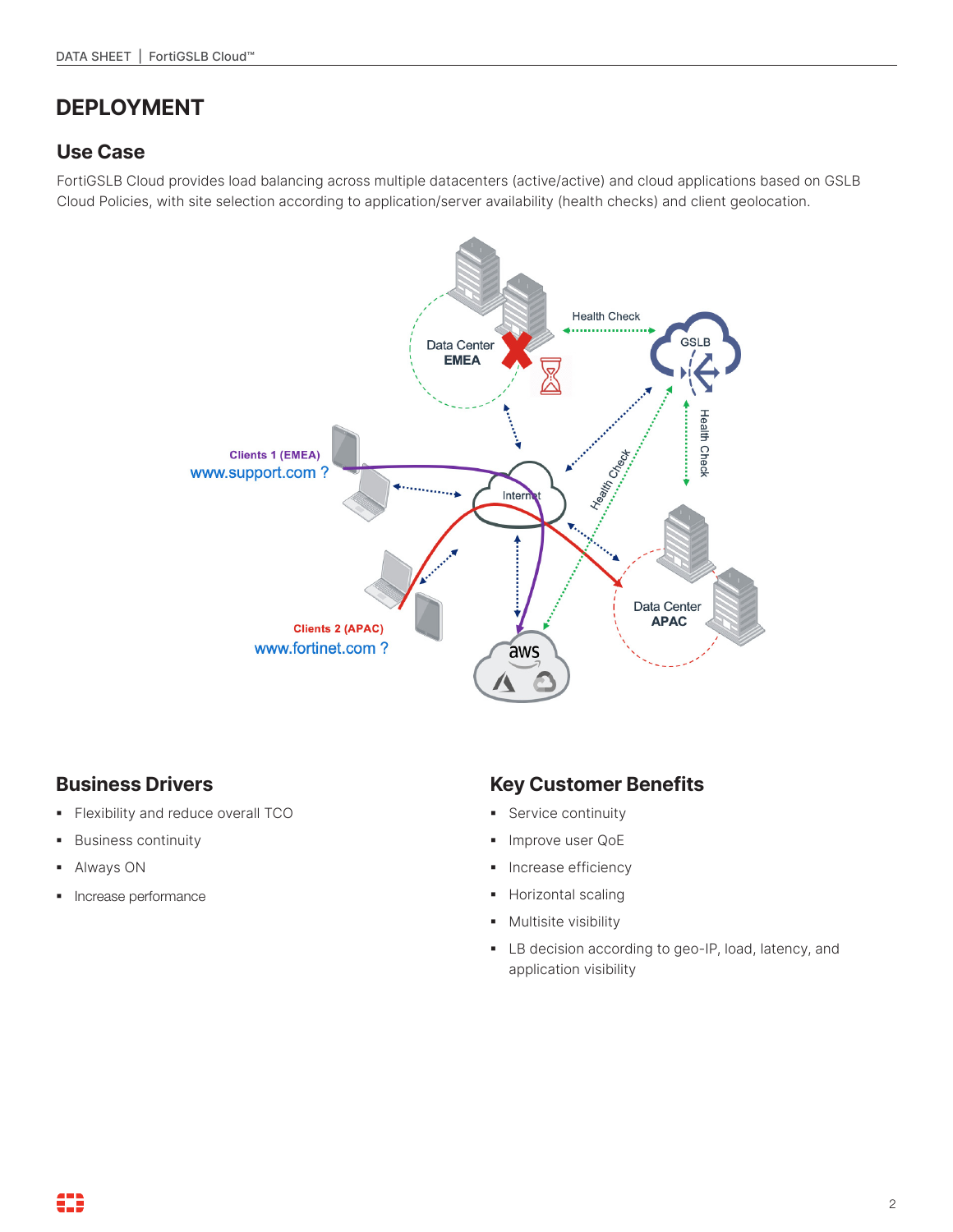# DEPLOYMENT

## Use Case

FortiGSLB Cloud provides load balancing across multiple datacenters (active/active) and cloud applications based on GSLB Cloud Policies, with site selection according to application/server availability (health checks) and client geolocation.

## Business Drivers

- Flexibility and reduce overall TCO
- Business continuity
- Always ON
- Increase performance

## Key Customer Benefits

- Service continuity
- Improve user QoE
- Increase efficiency
- Horizontal scaling
- Multisite visibility
- LB decision according to geo-IP, load, latency, and application visibility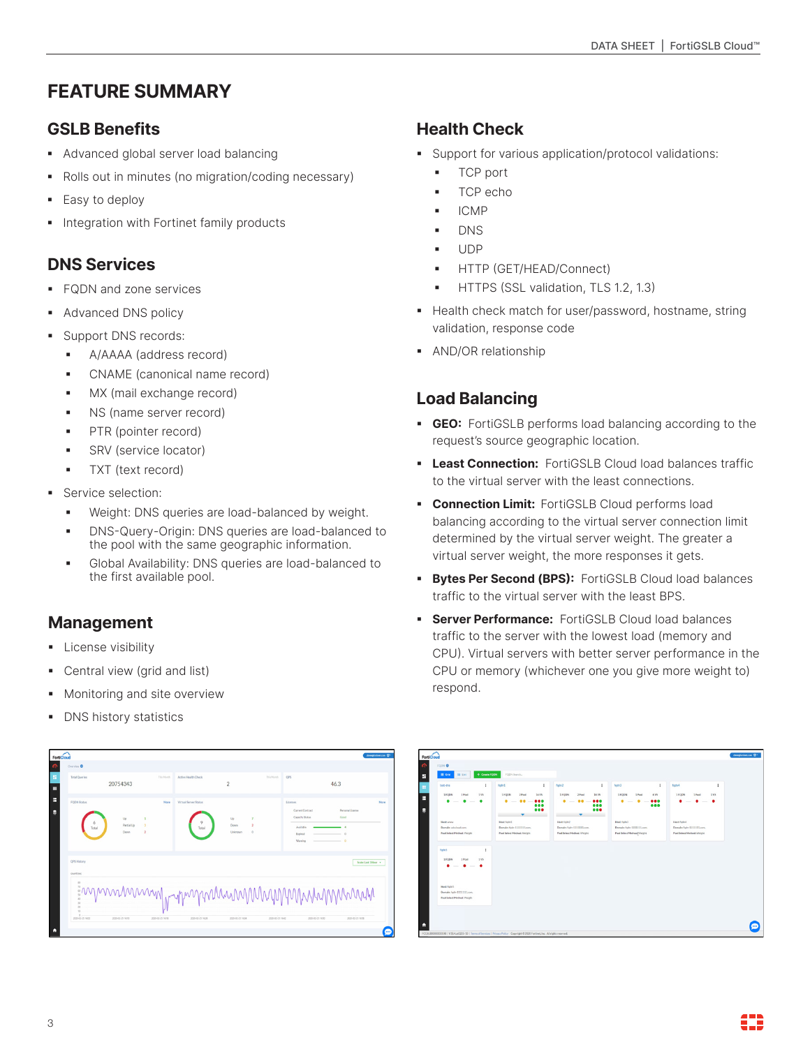# FEATURE SUMMARY

## GSLB Benefits

- Advanced global server load balancing
- Rolls out in minutes (no migration/coding necessary)
- Easy to deploy
- Integration with Fortinet family products

## DNS Services

- FQDN and zone services
- Advanced DNS policy
- Support DNS records:
  - A/AAAA (address record)
  - CNAME (canonical name record)
  - MX (mail exchange record)
  - NS (name server record)
  - PTR (pointer record)
  - SRV (service locator)
  - TXT (text record)
- Service selection:
  - Weight: DNS queries are load-balanced by weight.
  - DNS-Query-Origin: DNS queries are load-balanced to the pool with the same geographic information.
  - Global Availability: DNS queries are load-balanced to the first available pool.

## Management

- License visibility
- Central view (grid and list)
- Monitoring and site overview
- DNS history statistics

## Health Check

- Support for various application/protocol validations:
  - TCP port
  - TCP echo
  - ICMP
  - DNS
  - UDP
  - HTTP (GET/HEAD/Connect)
  - HTTPS (SSL validation, TLS 1.2, 1.3)
- Health check match for user/password, hostname, string validation, response code
- AND/OR relationship

## Load Balancing

- **GEO:** FortiGSLB performs load balancing according to the request's source geographic location.
- **Least Connection:** FortiGSLB Cloud load balances traffic to the virtual server with the least connections.
- **Connection Limit:** FortiGSLB Cloud performs load balancing according to the virtual server connection limit determined by the virtual server weight. The greater a virtual server weight, the more responses it gets.
- **Bytes Per Second (BPS):** FortiGSLB Cloud load balances traffic to the virtual server with the least BPS.
- **Server Performance:** FortiGSLB Cloud load balances traffic to the server with the lowest load (memory and CPU). Virtual servers with better server performance in the CPU or memory (whichever one you give more weight to) respond.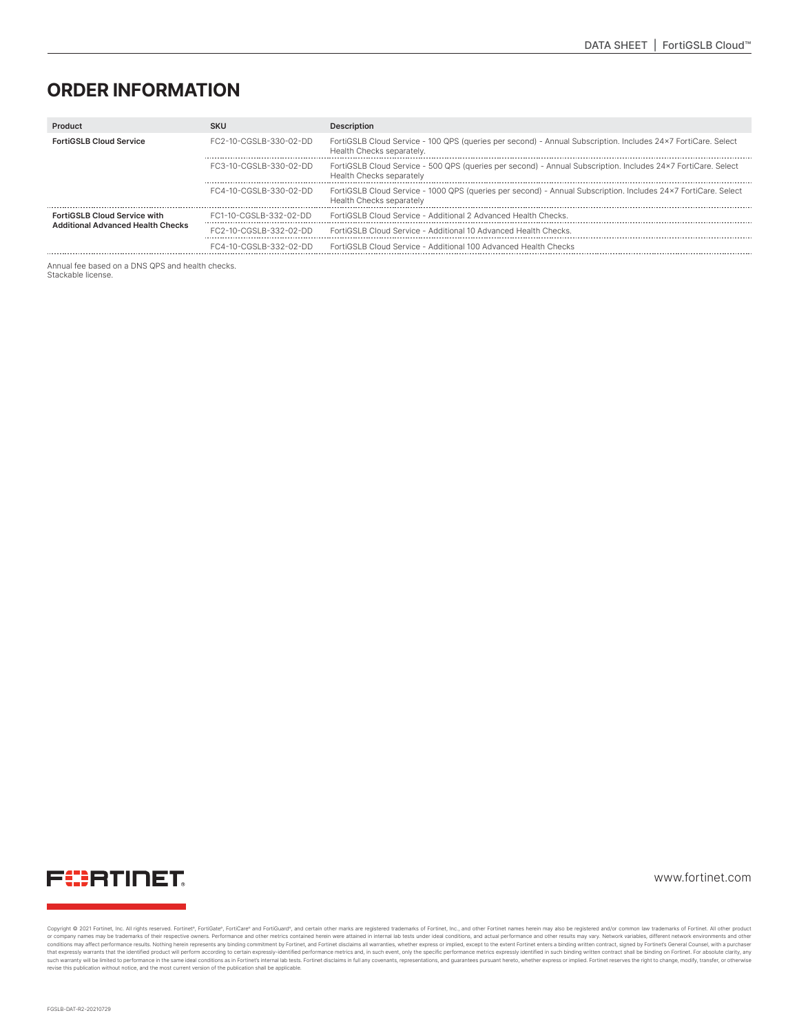## ORDER INFORMATION

| Product | SKU | Description |
|---|---|---|
| **FortiGSLB Cloud Service** | FC2-10-CGSLB-330-02-DD | FortiGSLB Cloud Service - 100 QPS (queries per second) - Annual Subscription. Includes 24×7 FortiCare. Select Health Checks separately. |
| | FC3-10-CGSLB-330-02-DD | FortiGSLB Cloud Service - 500 QPS (queries per second) - Annual Subscription. Includes 24×7 FortiCare. Select Health Checks separately |
| | FC4-10-CGSLB-330-02-DD | FortiGSLB Cloud Service - 1000 QPS (queries per second) - Annual Subscription. Includes 24×7 FortiCare. Select Health Checks separately |
| **FortiGSLB Cloud Service with Additional Advanced Health Checks** | FC1-10-CGSLB-332-02-DD | FortiGSLB Cloud Service - Additional 2 Advanced Health Checks. |
| | FC2-10-CGSLB-332-02-DD | FortiGSLB Cloud Service - Additional 10 Advanced Health Checks. |
| | FC4-10-CGSLB-332-02-DD | FortiGSLB Cloud Service - Additional 100 Advanced Health Checks |

Annual fee based on a DNS QPS and health checks.
Stackable license.

www.fortinet.com

Copyright © 2021 Fortinet, Inc. All rights reserved. Fortinet®, FortiGate®, FortiCare® and FortiGuard®, and certain other marks are registered trademarks of Fortinet, Inc., and other Fortinet names herein may also be registered and/or common law trademarks of Fortinet. All other product or company names may be trademarks of their respective owners. Performance and other metrics contained herein were attained in internal lab tests under ideal conditions, and actual performance and other results may vary. Network variables, different network environments and other conditions may affect performance results. Nothing herein represents any binding commitment by Fortinet, and Fortinet disclaims all warranties, whether express or implied, except to the extent Fortinet enters a binding written contract, signed by Fortinet's General Counsel, with a purchaser that expressly warrants that the identified product will perform according to certain expressly-identified performance metrics and, in such event, only the specific performance metrics expressly identified in such binding written contract shall be binding on Fortinet. For absolute clarity, any such warranty will be limited to performance in the same ideal conditions as in Fortinet's internal lab tests. Fortinet disclaims in full any covenants, representations, and guarantees pursuant hereto, whether express or implied. Fortinet reserves the right to change, modify, transfer, or otherwise revise this publication without notice, and the most current version of the publication shall be applicable.

FGSLB-DAT-R2-20210729